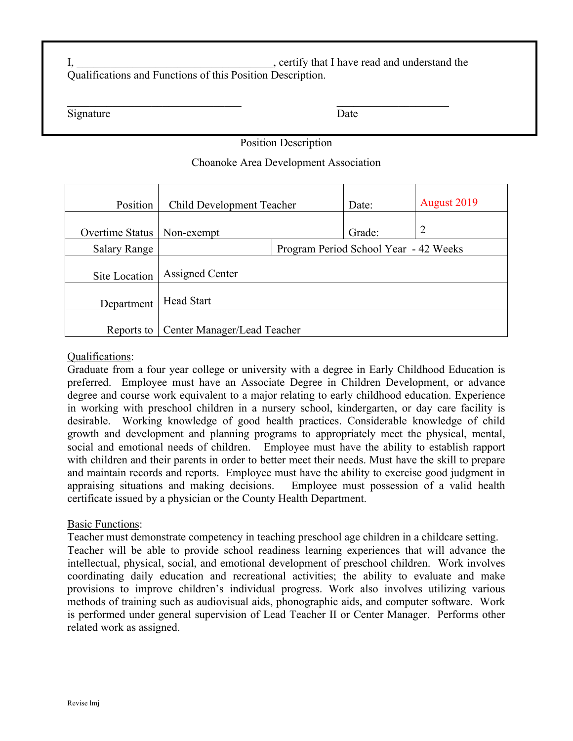I, ___________________________________, certify that I have read and understand the Qualifications and Functions of this Position Description.

_______________________________ ____________________
Signature Date

Position Description

Choanoke Area Development Association

| Position | Child Development Teacher | | Date: | August 2019 |
|---|---|---|---|---|
| Overtime Status | Non-exempt | | Grade: | 2 |
| Salary Range | | Program Period School Year - 42 Weeks | | |
| Site Location | Assigned Center | | | |
| Department | Head Start | | | |
| Reports to | Center Manager/Lead Teacher | | | |

Qualifications:
Graduate from a four year college or university with a degree in Early Childhood Education is preferred. Employee must have an Associate Degree in Children Development, or advance degree and course work equivalent to a major relating to early childhood education. Experience in working with preschool children in a nursery school, kindergarten, or day care facility is desirable. Working knowledge of good health practices. Considerable knowledge of child growth and development and planning programs to appropriately meet the physical, mental, social and emotional needs of children. Employee must have the ability to establish rapport with children and their parents in order to better meet their needs. Must have the skill to prepare and maintain records and reports. Employee must have the ability to exercise good judgment in appraising situations and making decisions. Employee must possession of a valid health certificate issued by a physician or the County Health Department.

Basic Functions:
Teacher must demonstrate competency in teaching preschool age children in a childcare setting. Teacher will be able to provide school readiness learning experiences that will advance the intellectual, physical, social, and emotional development of preschool children. Work involves coordinating daily education and recreational activities; the ability to evaluate and make provisions to improve children's individual progress. Work also involves utilizing various methods of training such as audiovisual aids, phonographic aids, and computer software. Work is performed under general supervision of Lead Teacher II or Center Manager. Performs other related work as assigned.

Revise lmj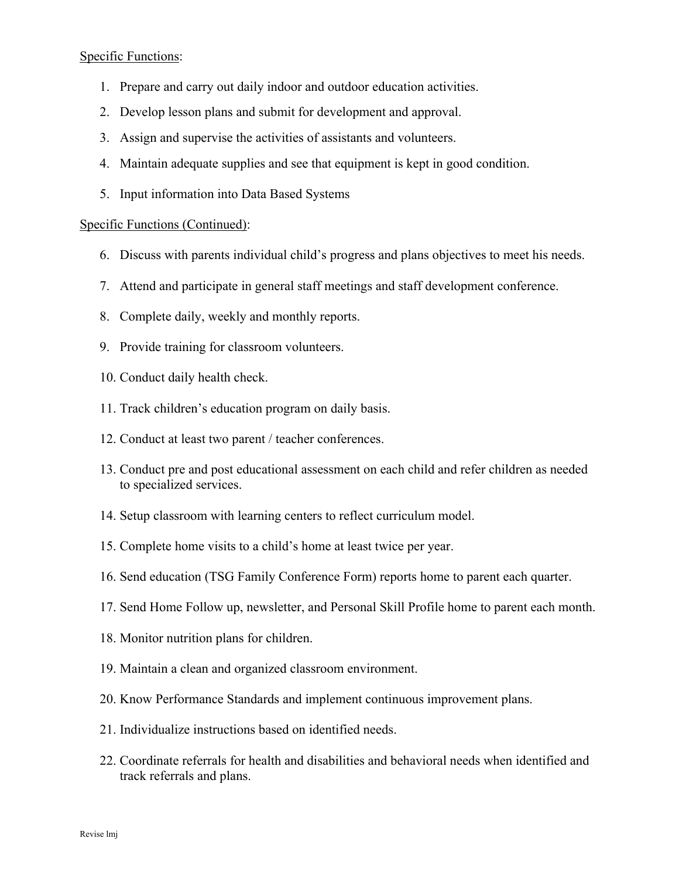Specific Functions:

1. Prepare and carry out daily indoor and outdoor education activities.
2. Develop lesson plans and submit for development and approval.
3. Assign and supervise the activities of assistants and volunteers.
4. Maintain adequate supplies and see that equipment is kept in good condition.
5. Input information into Data Based Systems

Specific Functions (Continued):

6. Discuss with parents individual child's progress and plans objectives to meet his needs.
7. Attend and participate in general staff meetings and staff development conference.
8. Complete daily, weekly and monthly reports.
9. Provide training for classroom volunteers.
10. Conduct daily health check.
11. Track children's education program on daily basis.
12. Conduct at least two parent / teacher conferences.
13. Conduct pre and post educational assessment on each child and refer children as needed to specialized services.
14. Setup classroom with learning centers to reflect curriculum model.
15. Complete home visits to a child's home at least twice per year.
16. Send education (TSG Family Conference Form) reports home to parent each quarter.
17. Send Home Follow up, newsletter, and Personal Skill Profile home to parent each month.
18. Monitor nutrition plans for children.
19. Maintain a clean and organized classroom environment.
20. Know Performance Standards and implement continuous improvement plans.
21. Individualize instructions based on identified needs.
22. Coordinate referrals for health and disabilities and behavioral needs when identified and track referrals and plans.

Revise lmj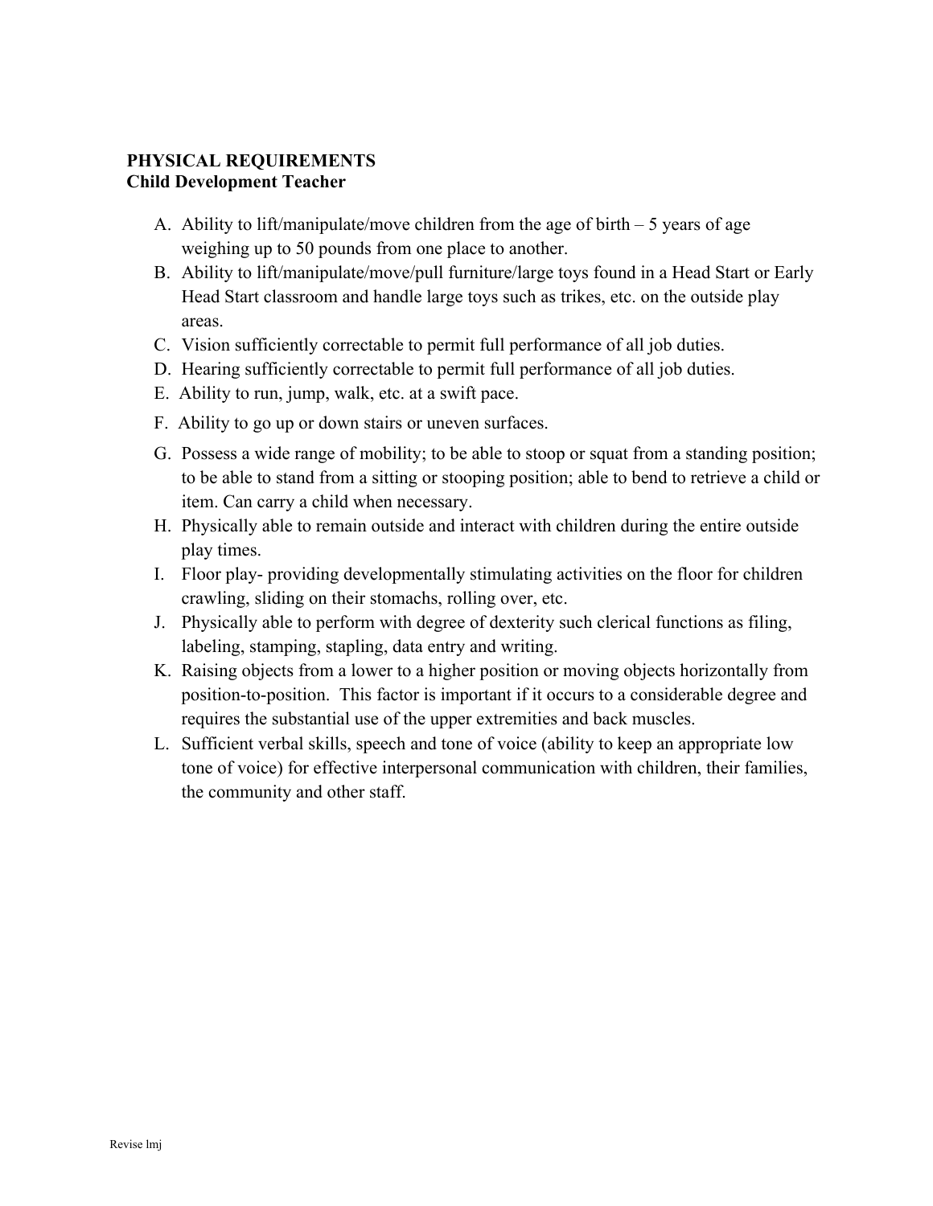**PHYSICAL REQUIREMENTS**
**Child Development Teacher**

A. Ability to lift/manipulate/move children from the age of birth – 5 years of age weighing up to 50 pounds from one place to another.
B. Ability to lift/manipulate/move/pull furniture/large toys found in a Head Start or Early Head Start classroom and handle large toys such as trikes, etc. on the outside play areas.
C. Vision sufficiently correctable to permit full performance of all job duties.
D. Hearing sufficiently correctable to permit full performance of all job duties.
E. Ability to run, jump, walk, etc. at a swift pace.
F. Ability to go up or down stairs or uneven surfaces.
G. Possess a wide range of mobility; to be able to stoop or squat from a standing position; to be able to stand from a sitting or stooping position; able to bend to retrieve a child or item. Can carry a child when necessary.
H. Physically able to remain outside and interact with children during the entire outside play times.
I. Floor play- providing developmentally stimulating activities on the floor for children crawling, sliding on their stomachs, rolling over, etc.
J. Physically able to perform with degree of dexterity such clerical functions as filing, labeling, stamping, stapling, data entry and writing.
K. Raising objects from a lower to a higher position or moving objects horizontally from position-to-position. This factor is important if it occurs to a considerable degree and requires the substantial use of the upper extremities and back muscles.
L. Sufficient verbal skills, speech and tone of voice (ability to keep an appropriate low tone of voice) for effective interpersonal communication with children, their families, the community and other staff.

Revise lmj